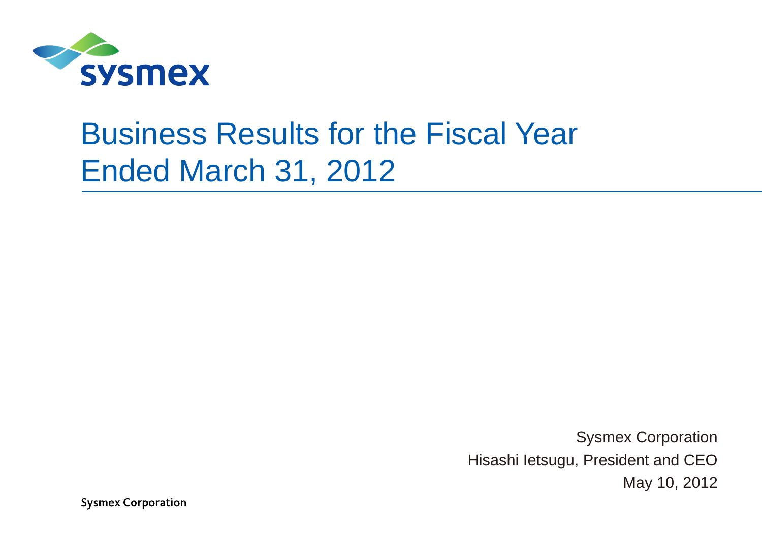# Business Results for the Fiscal Year Ended March 31, 2012

Sysmex Corporation

Hisashi Ietsugu, President and CEO

May 10, 2012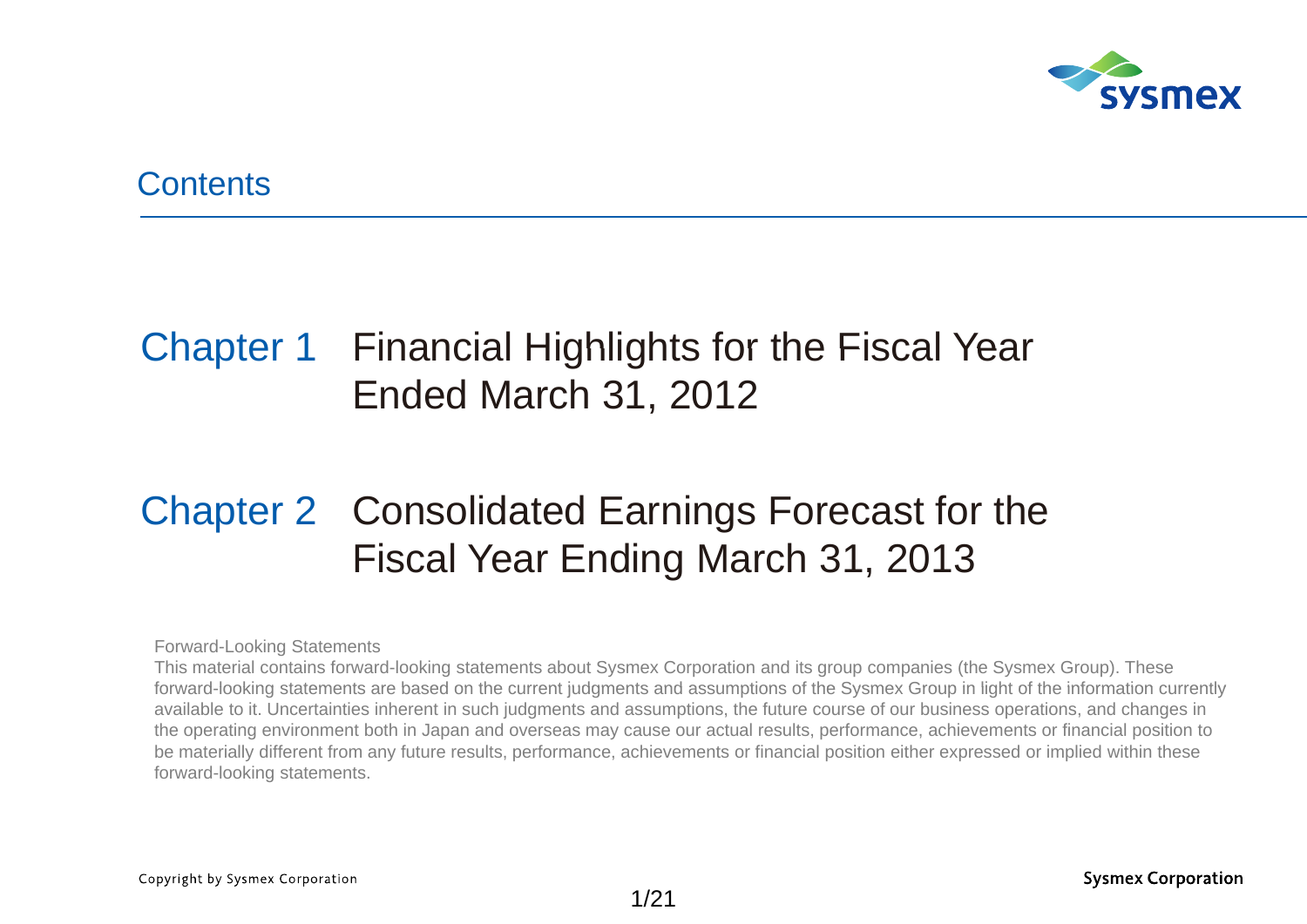# Contents

## Chapter 1 Financial Highlights for the Fiscal Year Ended March 31, 2012

## Chapter 2 Consolidated Earnings Forecast for the Fiscal Year Ending March 31, 2013

Forward-Looking Statements

This material contains forward-looking statements about Sysmex Corporation and its group companies (the Sysmex Group). These forward-looking statements are based on the current judgments and assumptions of the Sysmex Group in light of the information currently available to it. Uncertainties inherent in such judgments and assumptions, the future course of our business operations, and changes in the operating environment both in Japan and overseas may cause our actual results, performance, achievements or financial position to be materially different from any future results, performance, achievements or financial position either expressed or implied within these forward-looking statements.

Copyright by Sysmex Corporation

Sysmex Corporation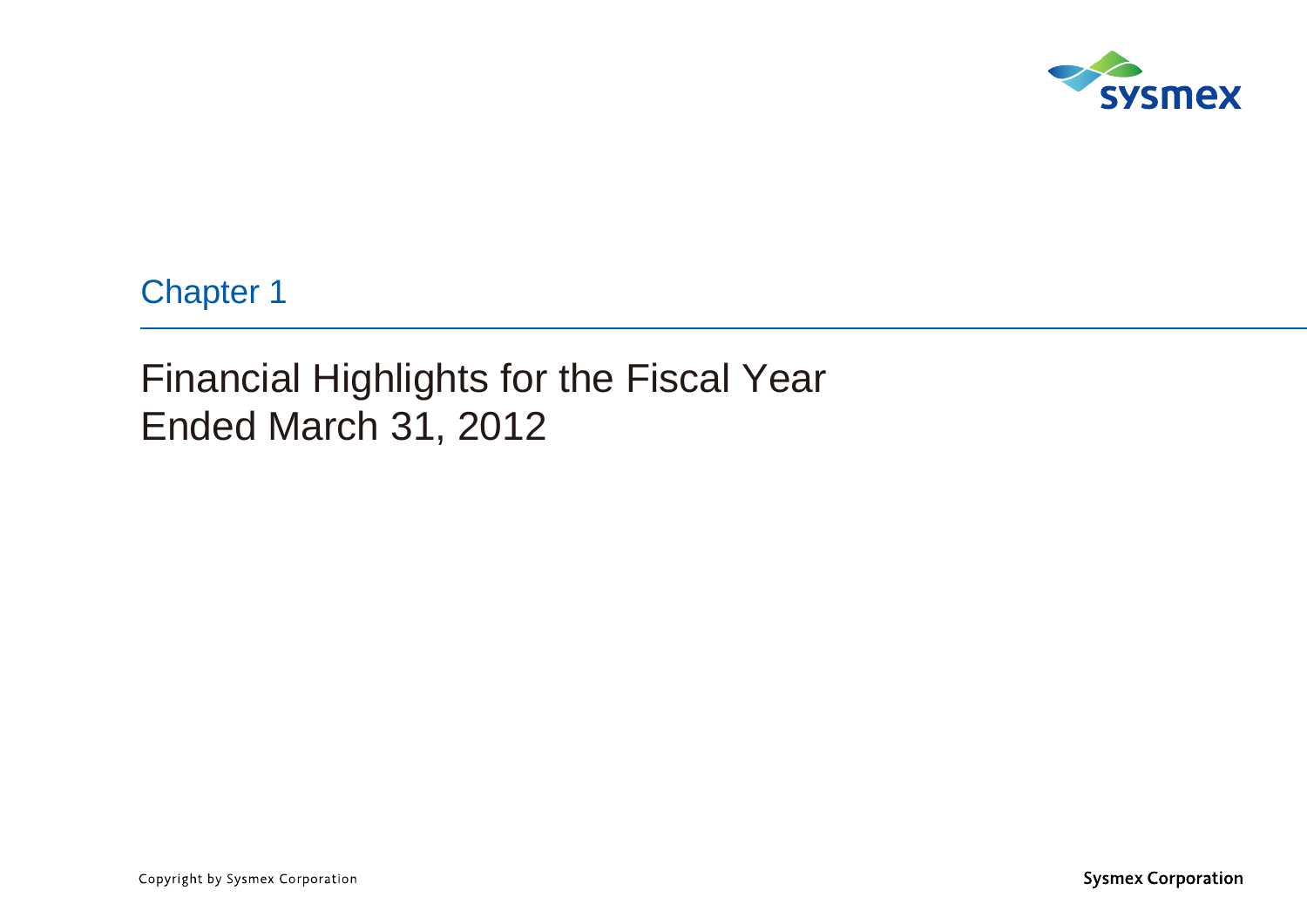Chapter 1

# Financial Highlights for the Fiscal Year Ended March 31, 2012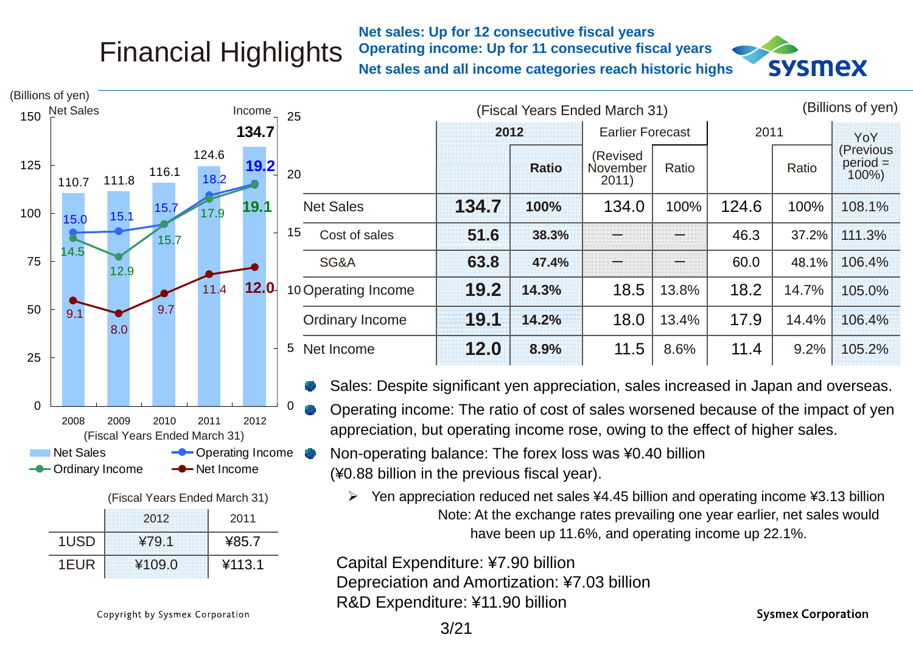# Financial Highlights

**Net sales: Up for 12 consecutive fiscal years**
**Operating income: Up for 11 consecutive fiscal years**
**Net sales and all income categories reach historic highs**

(Billions of yen)

| Fiscal Year | 2008 | 2009 | 2010 | 2011 | 2012 |
|---|---|---|---|---|---|
| Net Sales | 110.7 | 111.8 | 116.1 | 124.6 | 134.7 |
| Operating Income | 15.0 | 15.1 | 15.7 | 18.2 | 19.2 |
| Ordinary Income | 14.5 | 12.9 | 15.7 | 17.9 | 19.1 |
| Net Income | 9.1 | 8.0 | 9.7 | 11.4 | 12.0 |

(Fiscal Years Ended March 31)

(Fiscal Years Ended March 31)

| | 2012 | 2011 |
|---|---|---|
| 1USD | ¥79.1 | ¥85.7 |
| 1EUR | ¥109.0 | ¥113.1 |

(Fiscal Years Ended March 31) (Billions of yen)

| | 2012 | | Earlier Forecast | | 2011 | | YoY (Previous period = 100%) |
|---|---|---|---|---|---|---|---|
| | | Ratio | (Revised November 2011) | Ratio | | Ratio | |
| Net Sales | **134.7** | **100%** | 134.0 | 100% | 124.6 | 100% | 108.1% |
| Cost of sales | **51.6** | **38.3%** | — | — | 46.3 | 37.2% | 111.3% |
| SG&A | **63.8** | **47.4%** | — | — | 60.0 | 48.1% | 106.4% |
| Operating Income | **19.2** | **14.3%** | 18.5 | 13.8% | 18.2 | 14.7% | 105.0% |
| Ordinary Income | **19.1** | **14.2%** | 18.0 | 13.4% | 17.9 | 14.4% | 106.4% |
| Net Income | **12.0** | **8.9%** | 11.5 | 8.6% | 11.4 | 9.2% | 105.2% |

- Sales: Despite significant yen appreciation, sales increased in Japan and overseas.
- Operating income: The ratio of cost of sales worsened because of the impact of yen appreciation, but operating income rose, owing to the effect of higher sales.
- Non-operating balance: The forex loss was ¥0.40 billion (¥0.88 billion in the previous fiscal year).
  - Yen appreciation reduced net sales ¥4.45 billion and operating income ¥3.13 billion
    Note: At the exchange rates prevailing one year earlier, net sales would have been up 11.6%, and operating income up 22.1%.

Capital Expenditure: ¥7.90 billion
Depreciation and Amortization: ¥7.03 billion
R&D Expenditure: ¥11.90 billion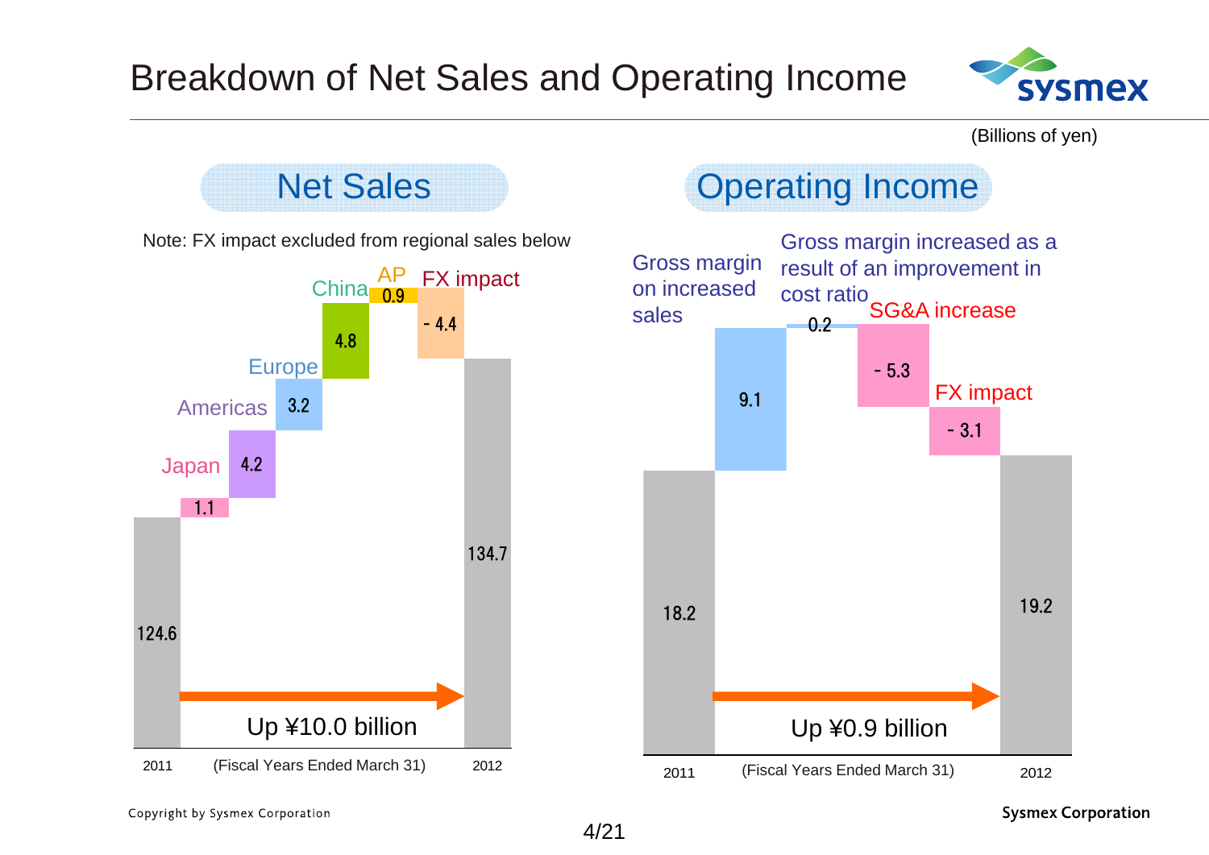# Breakdown of Net Sales and Operating Income

(Billions of yen)

## Net Sales

Note: FX impact excluded from regional sales below

| | Value |
|---|---|
| 2011 | 124.6 |
| Japan | 1.1 |
| Americas | 4.2 |
| Europe | 3.2 |
| China | 4.8 |
| AP | 0.9 |
| FX impact | - 4.4 |
| 2012 | 134.7 |

Up ¥10.0 billion

(Fiscal Years Ended March 31)

## Operating Income

| | Value |
|---|---|
| 2011 | 18.2 |
| Gross margin on increased sales | 9.1 |
| Gross margin increased as a result of an improvement in cost ratio | 0.2 |
| SG&A increase | - 5.3 |
| FX impact | - 3.1 |
| 2012 | 19.2 |

Up ¥0.9 billion

(Fiscal Years Ended March 31)

Copyright by Sysmex Corporation

Sysmex Corporation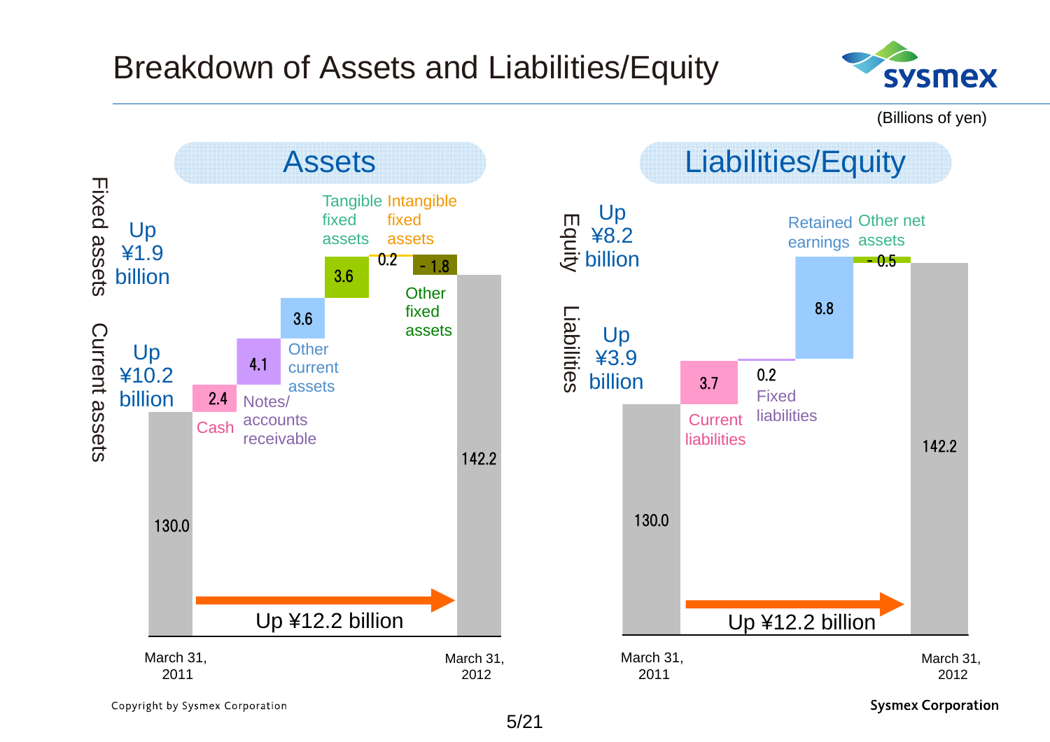# Breakdown of Assets and Liabilities/Equity

(Billions of yen)

## Assets

| | Value |
|---|---|
| March 31, 2011 | 130.0 |
| Cash | 2.4 |
| Notes/accounts receivable | 4.1 |
| Other current assets | 3.6 |
| Tangible fixed assets | 3.6 |
| Intangible fixed assets | 0.2 |
| Other fixed assets | - 1.8 |
| March 31, 2012 | 142.2 |

Current assets: Up ¥10.2 billion

Fixed assets: Up ¥1.9 billion

Up ¥12.2 billion

## Liabilities/Equity

| | Value |
|---|---|
| March 31, 2011 | 130.0 |
| Current liabilities | 3.7 |
| Fixed liabilities | 0.2 |
| Retained earnings | 8.8 |
| Other net assets | - 0.5 |
| March 31, 2012 | 142.2 |

Liabilities: Up ¥3.9 billion

Equity: Up ¥8.2 billion

Up ¥12.2 billion

Copyright by Sysmex Corporation

Sysmex Corporation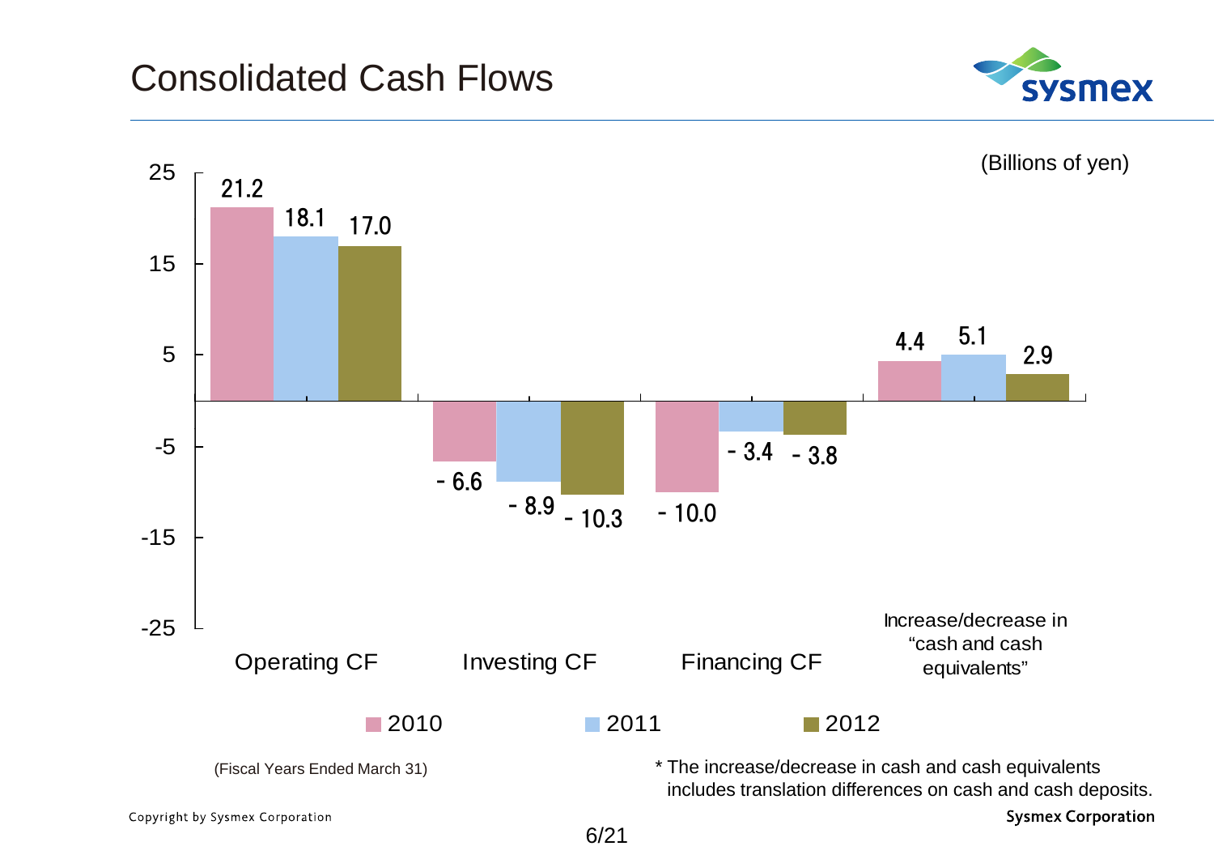# Consolidated Cash Flows

(Billions of yen)

| | 2010 | 2011 | 2012 |
|---|---|---|---|
| Operating CF | 21.2 | 18.1 | 17.0 |
| Investing CF | - 6.6 | - 8.9 | - 10.3 |
| Financing CF | - 10.0 | - 3.4 | - 3.8 |
| Increase/decrease in "cash and cash equivalents" | 4.4 | 5.1 | 2.9 |

(Fiscal Years Ended March 31)

* The increase/decrease in cash and cash equivalents includes translation differences on cash and cash deposits.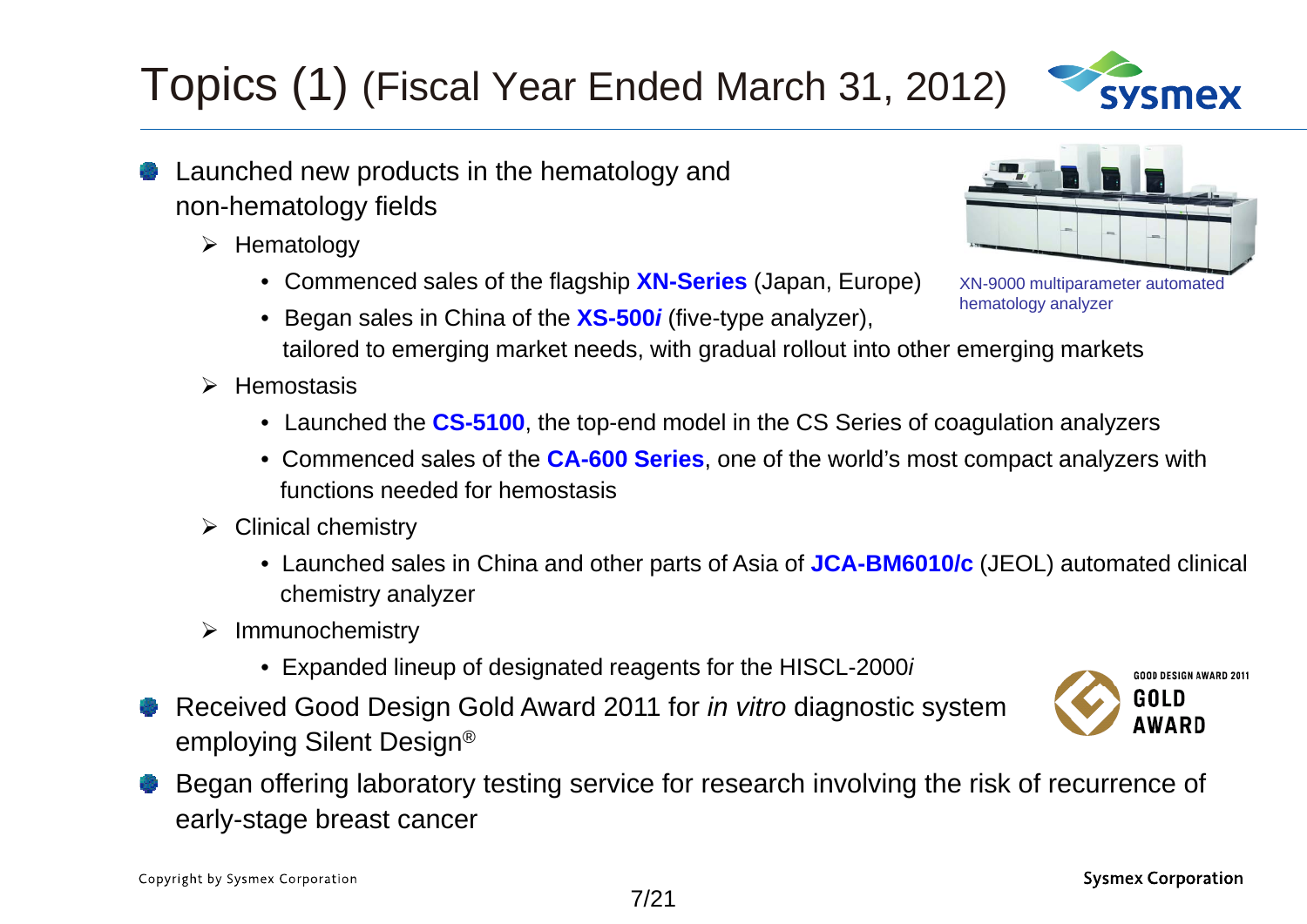# Topics (1) (Fiscal Year Ended March 31, 2012)

- Launched new products in the hematology and non-hematology fields
  - Hematology
    - Commenced sales of the flagship **XN-Series** (Japan, Europe)
    - Began sales in China of the ***XS-500i*** (five-type analyzer), tailored to emerging market needs, with gradual rollout into other emerging markets
  - Hemostasis
    - Launched the **CS-5100**, the top-end model in the CS Series of coagulation analyzers
    - Commenced sales of the **CA-600 Series**, one of the world's most compact analyzers with functions needed for hemostasis
  - Clinical chemistry
    - Launched sales in China and other parts of Asia of **JCA-BM6010/c** (JEOL) automated clinical chemistry analyzer
  - Immunochemistry
    - Expanded lineup of designated reagents for the HISCL-2000*i*
- Received Good Design Gold Award 2011 for *in vitro* diagnostic system employing Silent Design®
- Began offering laboratory testing service for research involving the risk of recurrence of early-stage breast cancer

XN-9000 multiparameter automated hematology analyzer

GOOD DESIGN AWARD 2011 GOLD AWARD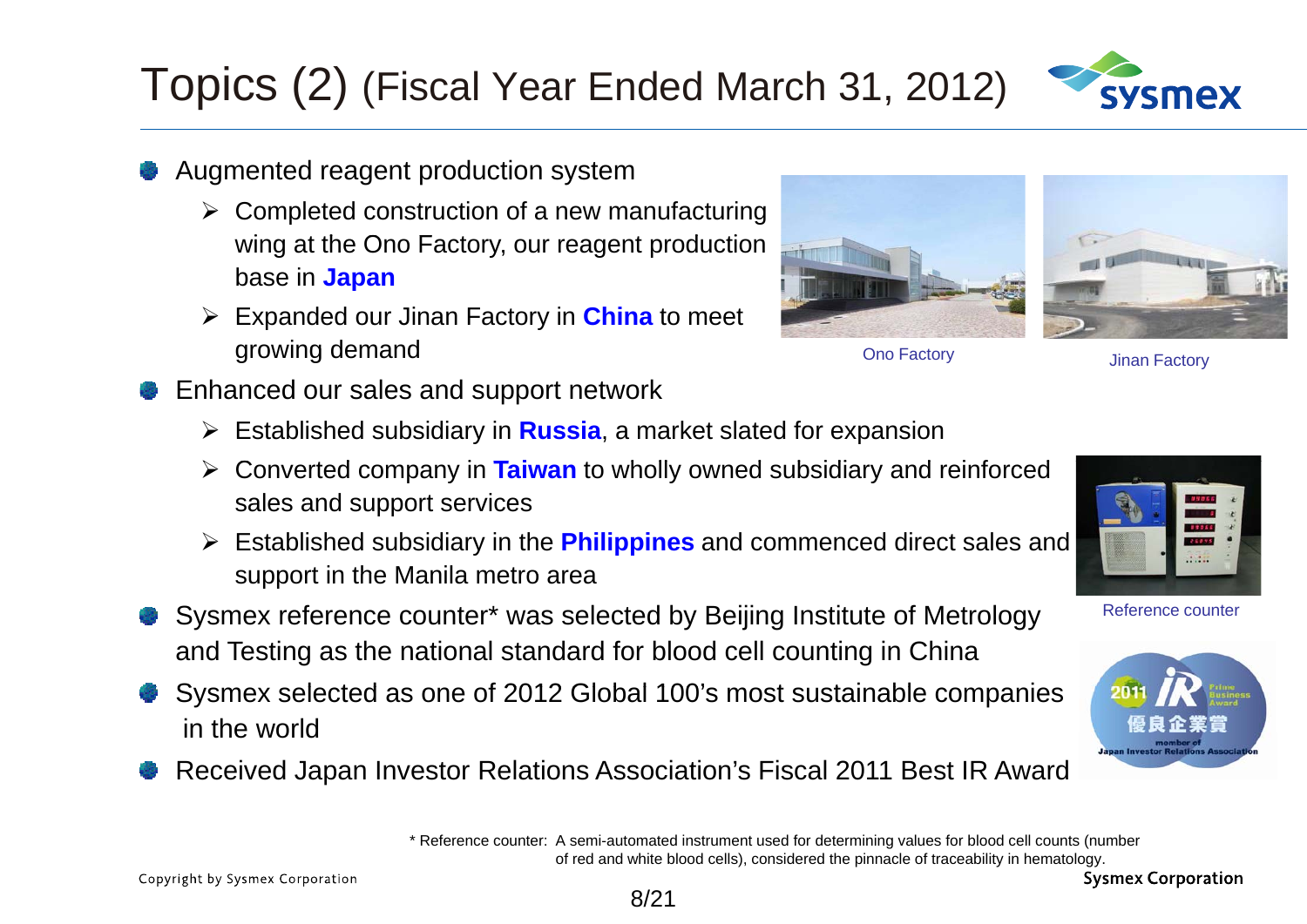# Topics (2) (Fiscal Year Ended March 31, 2012)

- Augmented reagent production system
  - Completed construction of a new manufacturing wing at the Ono Factory, our reagent production base in **Japan**
  - Expanded our Jinan Factory in **China** to meet growing demand

Ono Factory

Jinan Factory

- Enhanced our sales and support network
  - Established subsidiary in **Russia**, a market slated for expansion
  - Converted company in **Taiwan** to wholly owned subsidiary and reinforced sales and support services
  - Established subsidiary in the **Philippines** and commenced direct sales and support in the Manila metro area
- Sysmex reference counter* was selected by Beijing Institute of Metrology and Testing as the national standard for blood cell counting in China
- Sysmex selected as one of 2012 Global 100's most sustainable companies in the world
- Received Japan Investor Relations Association's Fiscal 2011 Best IR Award

Reference counter

\* Reference counter: A semi-automated instrument used for determining values for blood cell counts (number of red and white blood cells), considered the pinnacle of traceability in hematology.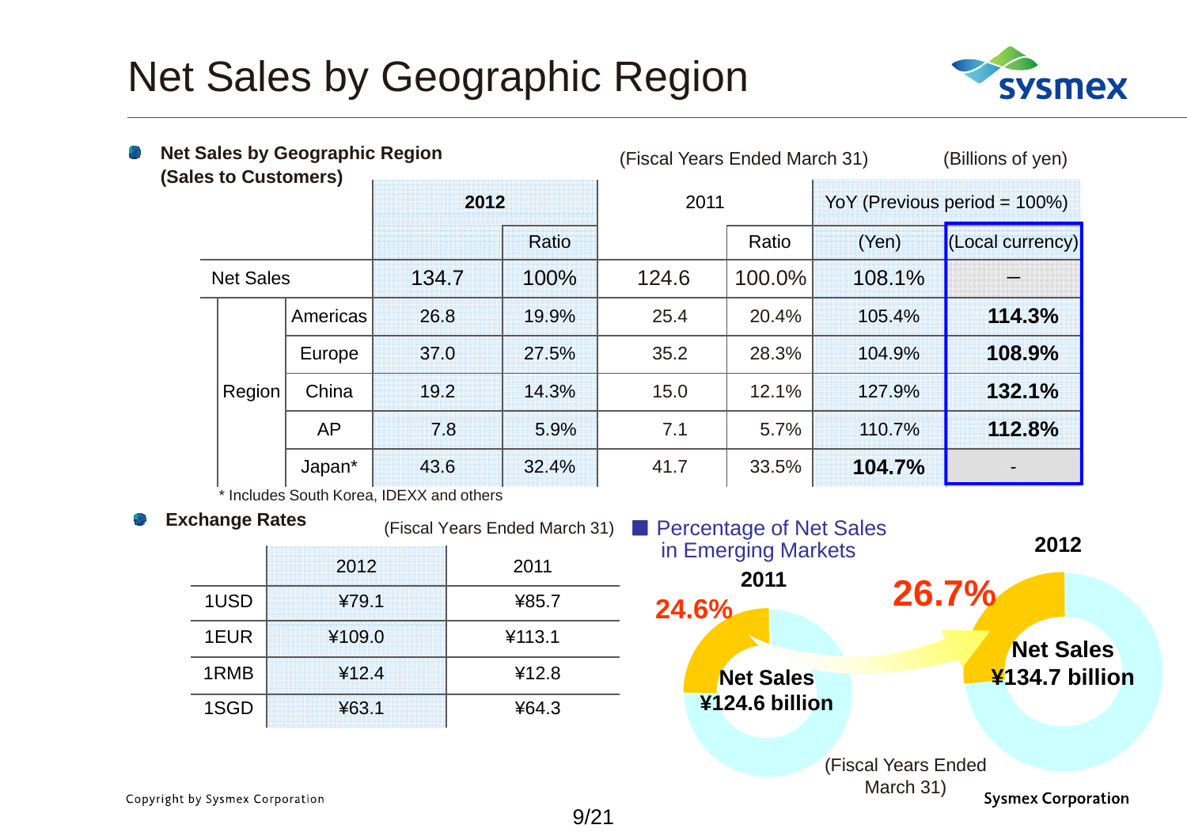# Net Sales by Geographic Region

## Net Sales by Geographic Region (Sales to Customers)

(Fiscal Years Ended March 31) (Billions of yen)

| | | 2012 | | 2011 | | YoY (Previous period = 100%) | |
|---|---|---|---|---|---|---|---|
| | | | Ratio | | Ratio | (Yen) | (Local currency) |
| Net Sales | | 134.7 | 100% | 124.6 | 100.0% | 108.1% | – |
| Region | Americas | 26.8 | 19.9% | 25.4 | 20.4% | 105.4% | **114.3%** |
| | Europe | 37.0 | 27.5% | 35.2 | 28.3% | 104.9% | **108.9%** |
| | China | 19.2 | 14.3% | 15.0 | 12.1% | 127.9% | **132.1%** |
| | AP | 7.8 | 5.9% | 7.1 | 5.7% | 110.7% | **112.8%** |
| | Japan* | 43.6 | 32.4% | 41.7 | 33.5% | **104.7%** | - |

\* Includes South Korea, IDEXX and others

## Exchange Rates

(Fiscal Years Ended March 31)

| | 2012 | 2011 |
|---|---|---|
| 1USD | ¥79.1 | ¥85.7 |
| 1EUR | ¥109.0 | ¥113.1 |
| 1RMB | ¥12.4 | ¥12.8 |
| 1SGD | ¥63.1 | ¥64.3 |

## Percentage of Net Sales in Emerging Markets

| | 2011 | 2012 |
|---|---|---|
| Percentage in Emerging Markets | 24.6% | 26.7% |
| Net Sales | ¥124.6 billion | ¥134.7 billion |

(Fiscal Years Ended March 31)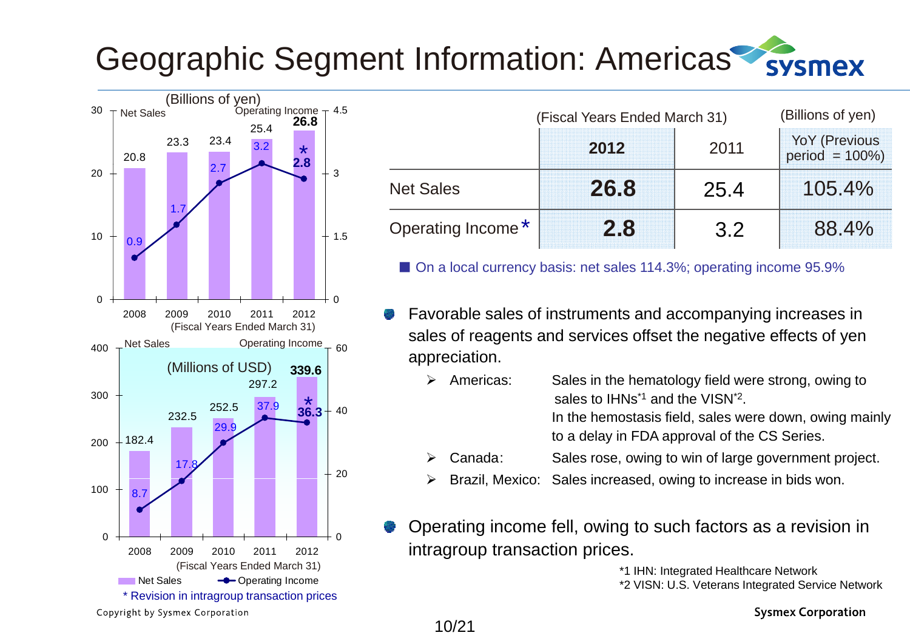# Geographic Segment Information: Americas

(Billions of yen)

| Fiscal Year (Fiscal Years Ended March 31) | 2008 | 2009 | 2010 | 2011 | 2012 |
|---|---|---|---|---|---|
| Net Sales | 20.8 | 23.3 | 23.4 | 25.4 | 26.8 |
| Operating Income | 0.9 | 1.7 | 2.7 | 3.2 | 2.8* |

(Millions of USD)

| Fiscal Year (Fiscal Years Ended March 31) | 2008 | 2009 | 2010 | 2011 | 2012 |
|---|---|---|---|---|---|
| Net Sales | 182.4 | 232.5 | 252.5 | 297.2 | 339.6 |
| Operating Income | 8.7 | 17.8 | 29.9 | 37.9 | 36.3* |

\* Revision in intragroup transaction prices

(Fiscal Years Ended March 31) (Billions of yen)

| | 2012 | 2011 | YoY (Previous period = 100%) |
|---|---|---|---|
| Net Sales | **26.8** | 25.4 | 105.4% |
| Operating Income* | **2.8** | 3.2 | 88.4% |

■ On a local currency basis: net sales 114.3%; operating income 95.9%

- Favorable sales of instruments and accompanying increases in sales of reagents and services offset the negative effects of yen appreciation.
  - Americas: Sales in the hematology field were strong, owing to sales to IHNs[*1] and the VISN[*2]. In the hemostasis field, sales were down, owing mainly to a delay in FDA approval of the CS Series.
  - Canada: Sales rose, owing to win of large government project.
  - Brazil, Mexico: Sales increased, owing to increase in bids won.
- Operating income fell, owing to such factors as a revision in intragroup transaction prices.

*1 IHN: Integrated Healthcare Network
*2 VISN: U.S. Veterans Integrated Service Network

Copyright by Sysmex Corporation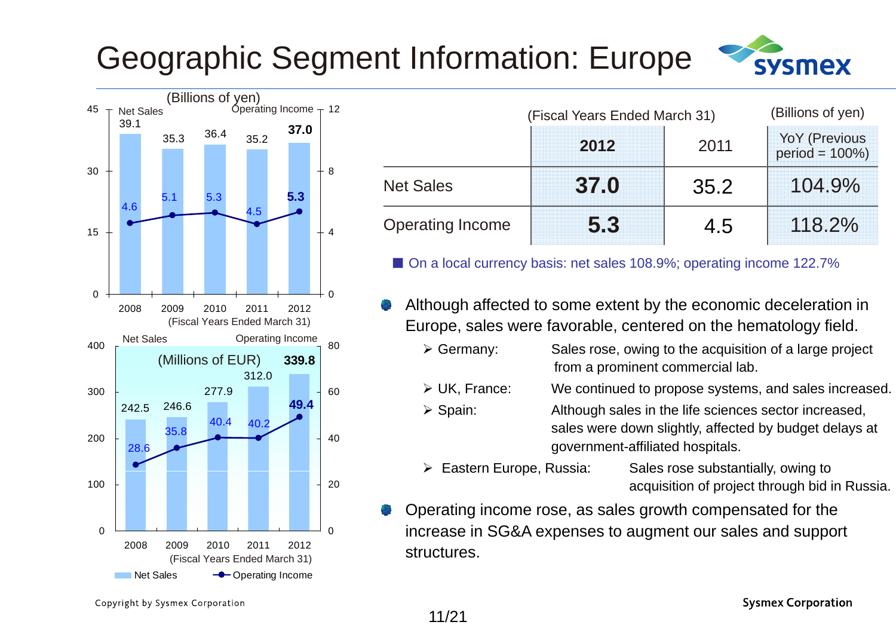# Geographic Segment Information: Europe

(Billions of yen)

| Fiscal Year (Ended March 31) | 2008 | 2009 | 2010 | 2011 | 2012 |
|---|---|---|---|---|---|
| Net Sales | 39.1 | 35.3 | 36.4 | 35.2 | 37.0 |
| Operating Income | 4.6 | 5.1 | 5.3 | 4.5 | 5.3 |

(Millions of EUR)

| Fiscal Year (Ended March 31) | 2008 | 2009 | 2010 | 2011 | 2012 |
|---|---|---|---|---|---|
| Net Sales | 242.5 | 246.6 | 277.9 | 312.0 | 339.8 |
| Operating Income | 28.6 | 35.8 | 40.4 | 40.2 | 49.4 |

(Fiscal Years Ended March 31) (Billions of yen)

| | **2012** | 2011 | YoY (Previous period = 100%) |
|---|---|---|---|
| Net Sales | **37.0** | 35.2 | 104.9% |
| Operating Income | **5.3** | 4.5 | 118.2% |

■ On a local currency basis: net sales 108.9%; operating income 122.7%

- Although affected to some extent by the economic deceleration in Europe, sales were favorable, centered on the hematology field.
  - Germany: Sales rose, owing to the acquisition of a large project from a prominent commercial lab.
  - UK, France: We continued to propose systems, and sales increased.
  - Spain: Although sales in the life sciences sector increased, sales were down slightly, affected by budget delays at government-affiliated hospitals.
  - Eastern Europe, Russia: Sales rose substantially, owing to acquisition of project through bid in Russia.
- Operating income rose, as sales growth compensated for the increase in SG&A expenses to augment our sales and support structures.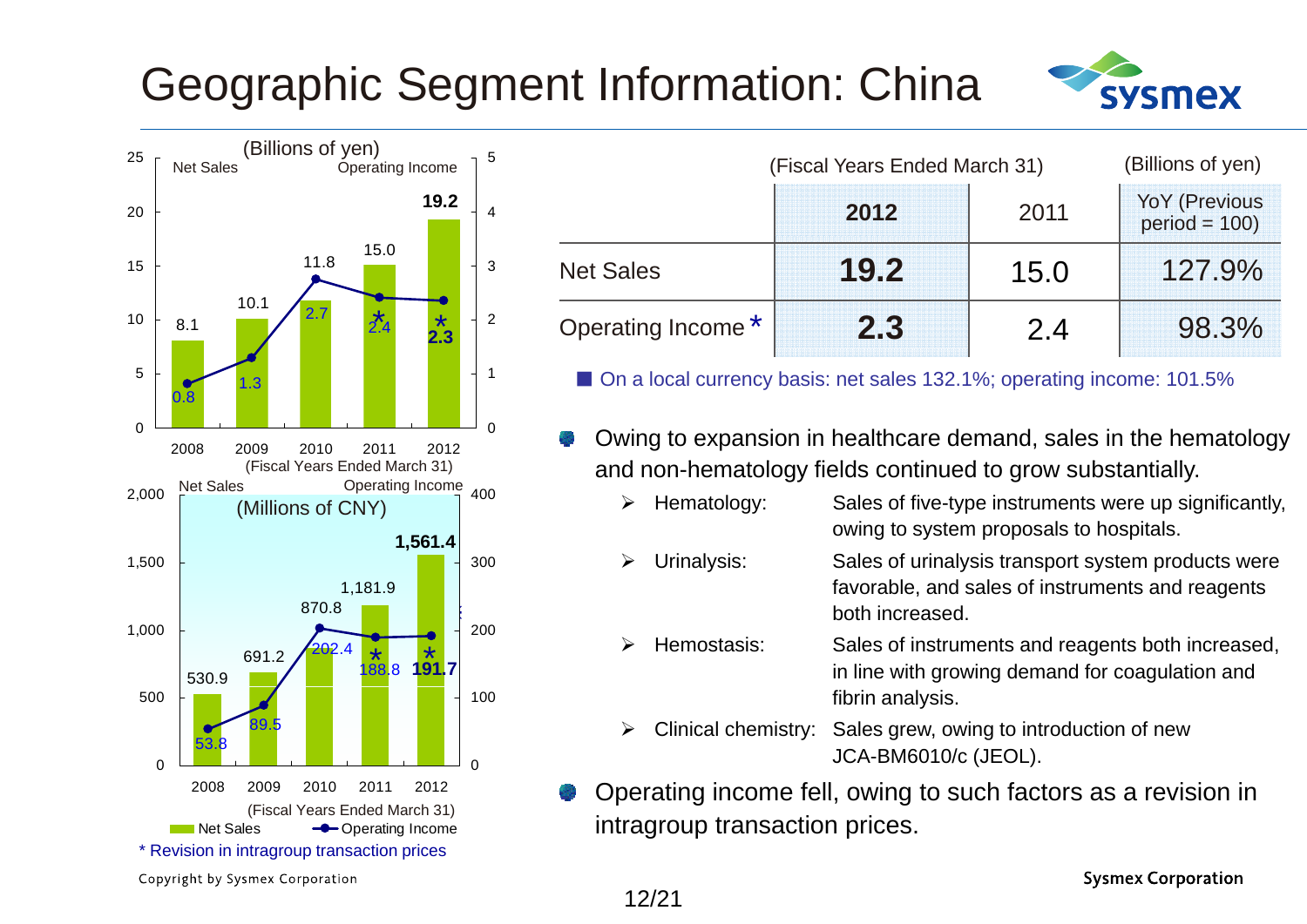# Geographic Segment Information: China

**Net Sales / Operating Income (Billions of yen)** (Fiscal Years Ended March 31)

| Fiscal Year | Net Sales | Operating Income |
|---|---|---|
| 2008 | 8.1 | 0.8 |
| 2009 | 10.1 | 1.3 |
| 2010 | 11.8 | 2.7 |
| 2011 | 15.0 | 2.4 * |
| 2012 | 19.2 | 2.3 * |

**Net Sales / Operating Income (Millions of CNY)** (Fiscal Years Ended March 31)

| Fiscal Year | Net Sales | Operating Income |
|---|---|---|
| 2008 | 530.9 | 53.8 |
| 2009 | 691.2 | 89.5 |
| 2010 | 870.8 | 202.4 |
| 2011 | 1,181.9 | 188.8 * |
| 2012 | 1,561.4 | 191.7 * |

\* Revision in intragroup transaction prices

(Fiscal Years Ended March 31) (Billions of yen)

| | 2012 | 2011 | YoY (Previous period = 100) |
|---|---|---|---|
| Net Sales | **19.2** | 15.0 | 127.9% |
| Operating Income * | **2.3** | 2.4 | 98.3% |

- On a local currency basis: net sales 132.1%; operating income: 101.5%

- Owing to expansion in healthcare demand, sales in the hematology and non-hematology fields continued to grow substantially.
  - Hematology: Sales of five-type instruments were up significantly, owing to system proposals to hospitals.
  - Urinalysis: Sales of urinalysis transport system products were favorable, and sales of instruments and reagents both increased.
  - Hemostasis: Sales of instruments and reagents both increased, in line with growing demand for coagulation and fibrin analysis.
  - Clinical chemistry: Sales grew, owing to introduction of new JCA-BM6010/c (JEOL).
- Operating income fell, owing to such factors as a revision in intragroup transaction prices.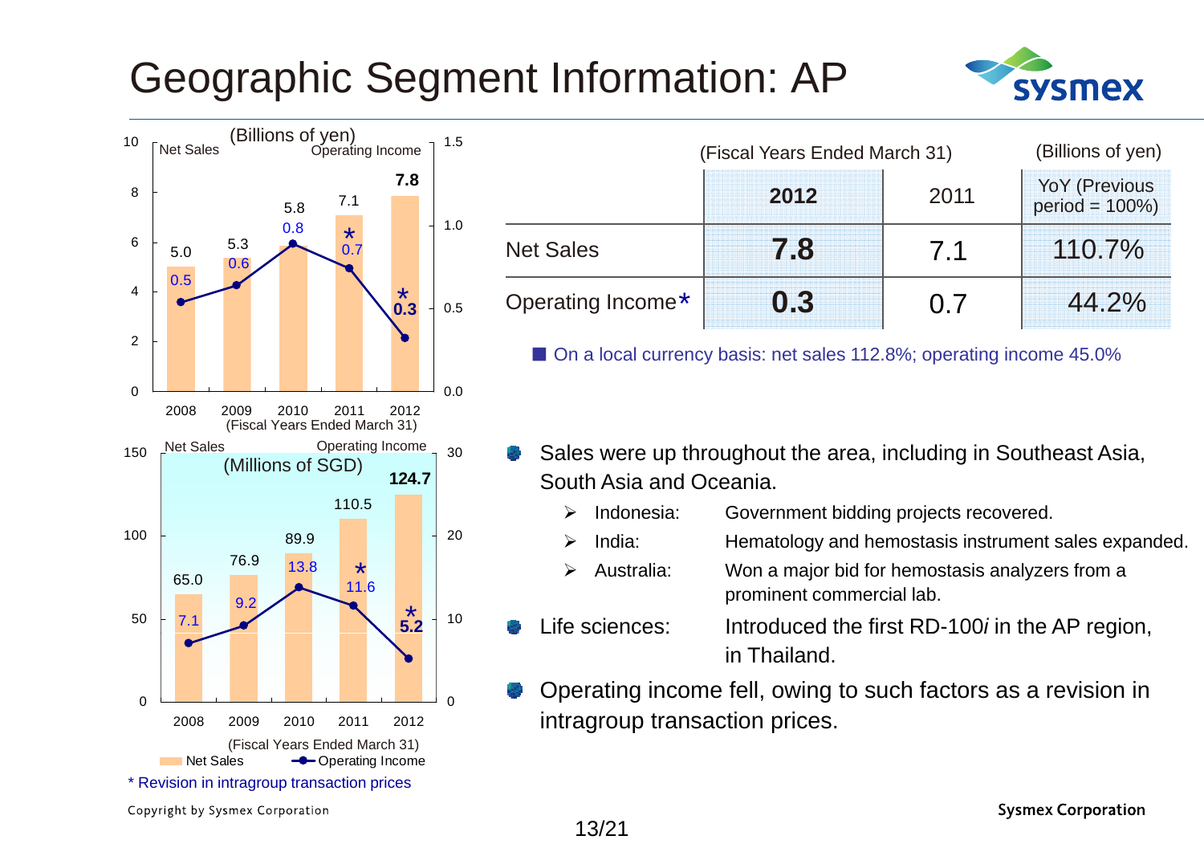# Geographic Segment Information: AP

(Billions of yen)

| Fiscal Year | 2008 | 2009 | 2010 | 2011 | 2012 |
|---|---|---|---|---|---|
| Net Sales | 5.0 | 5.3 | 5.8 | 7.1 | 7.8 |
| Operating Income | 0.5 | 0.6 | 0.8 | 0.7* | 0.3* |

(Fiscal Years Ended March 31)

(Millions of SGD)

| Fiscal Year | 2008 | 2009 | 2010 | 2011 | 2012 |
|---|---|---|---|---|---|
| Net Sales | 65.0 | 76.9 | 89.9 | 110.5 | 124.7 |
| Operating Income | 7.1 | 9.2 | 13.8 | 11.6* | 5.2* |

(Fiscal Years Ended March 31)

\* Revision in intragroup transaction prices

(Fiscal Years Ended March 31) (Billions of yen)

| | 2012 | 2011 | YoY (Previous period = 100%) |
|---|---|---|---|
| Net Sales | **7.8** | 7.1 | 110.7% |
| Operating Income* | **0.3** | 0.7 | 44.2% |

■ On a local currency basis: net sales 112.8%; operating income 45.0%

- Sales were up throughout the area, including in Southeast Asia, South Asia and Oceania.
  - Indonesia: Government bidding projects recovered.
  - India: Hematology and hemostasis instrument sales expanded.
  - Australia: Won a major bid for hemostasis analyzers from a prominent commercial lab.
- Life sciences: Introduced the first RD-100*i* in the AP region, in Thailand.
- Operating income fell, owing to such factors as a revision in intragroup transaction prices.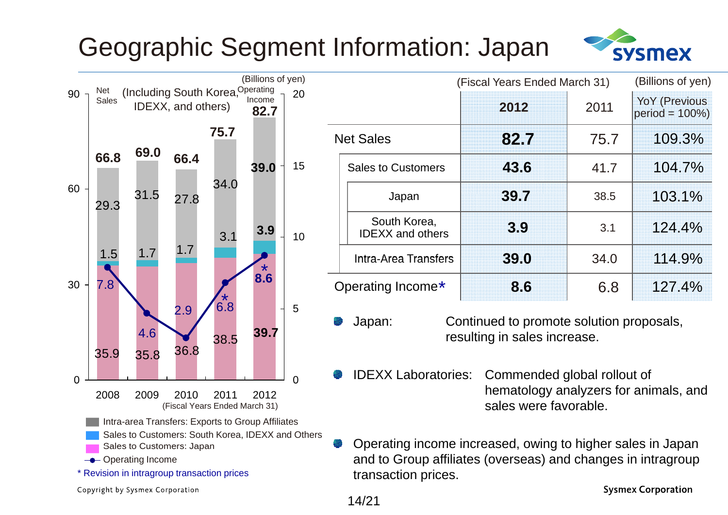# Geographic Segment Information: Japan

(Including South Korea, IDEXX, and others)

(Billions of yen)

| Fiscal Year (Ended March 31) | 2008 | 2009 | 2010 | 2011 | 2012 |
|---|---|---|---|---|---|
| Net Sales | 66.8 | 69.0 | 66.4 | 75.7 | 82.7 |
| Intra-area Transfers: Exports to Group Affiliates | 29.3 | 31.5 | 27.8 | 34.0 | 39.0 |
| Sales to Customers: South Korea, IDEXX and Others | 1.5 | 1.7 | 1.7 | 3.1 | 3.9 |
| Sales to Customers: Japan | 35.9 | 35.8 | 36.8 | 38.5 | 39.7 |
| Operating Income | 7.8 | 4.6 | 2.9 | 6.8* | 8.6* |

\* Revision in intragroup transaction prices

(Fiscal Years Ended March 31) (Billions of yen)

| | 2012 | 2011 | YoY (Previous period = 100%) |
|---|---|---|---|
| Net Sales | **82.7** | 75.7 | 109.3% |
| Sales to Customers | **43.6** | 41.7 | 104.7% |
| Japan | **39.7** | 38.5 | 103.1% |
| South Korea, IDEXX and others | **3.9** | 3.1 | 124.4% |
| Intra-Area Transfers | **39.0** | 34.0 | 114.9% |
| Operating Income* | **8.6** | 6.8 | 127.4% |

- Japan: Continued to promote solution proposals, resulting in sales increase.
- IDEXX Laboratories: Commended global rollout of hematology analyzers for animals, and sales were favorable.
- Operating income increased, owing to higher sales in Japan and to Group affiliates (overseas) and changes in intragroup transaction prices.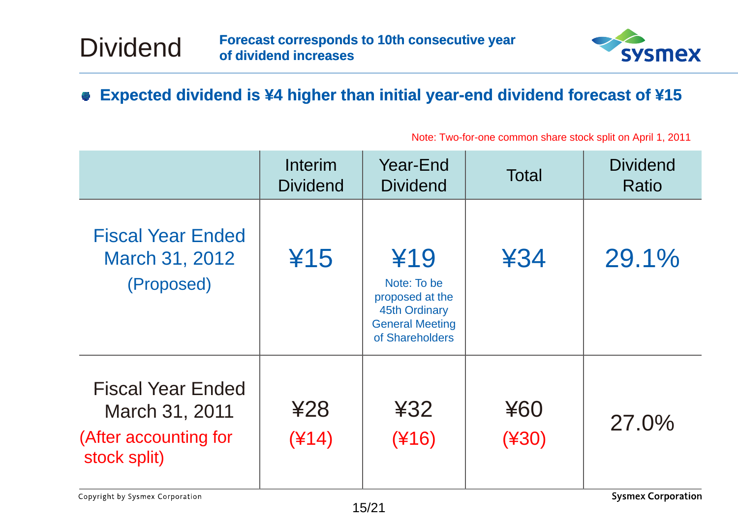# Dividend

**Forecast corresponds to 10th consecutive year of dividend increases**

- **Expected dividend is ¥4 higher than initial year-end dividend forecast of ¥15**

Note: Two-for-one common share stock split on April 1, 2011

| | Interim Dividend | Year-End Dividend | Total | Dividend Ratio |
|---|---|---|---|---|
| Fiscal Year Ended March 31, 2012 (Proposed) | ¥15 | ¥19<br>Note: To be proposed at the 45th Ordinary General Meeting of Shareholders | ¥34 | 29.1% |
| Fiscal Year Ended March 31, 2011<br>(After accounting for stock split) | ¥28<br>(¥14) | ¥32<br>(¥16) | ¥60<br>(¥30) | 27.0% |

Copyright by Sysmex Corporation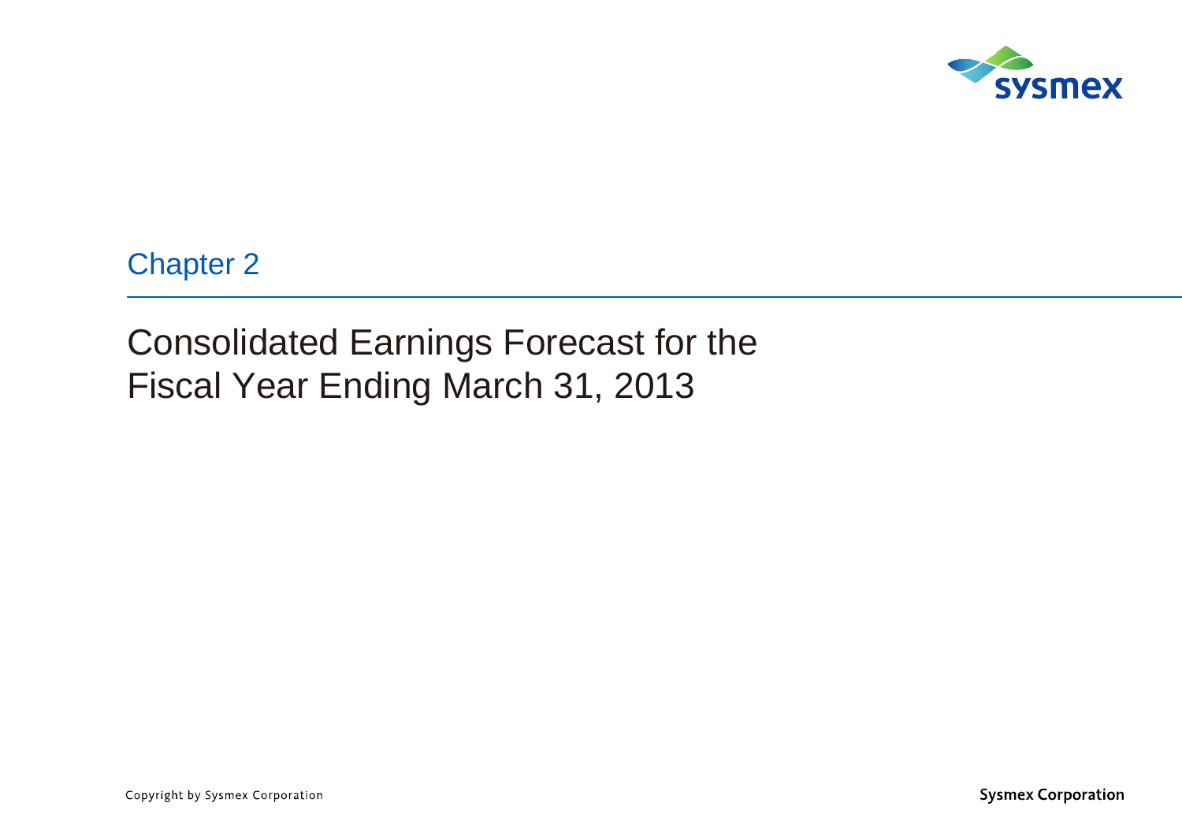Chapter 2

# Consolidated Earnings Forecast for the Fiscal Year Ending March 31, 2013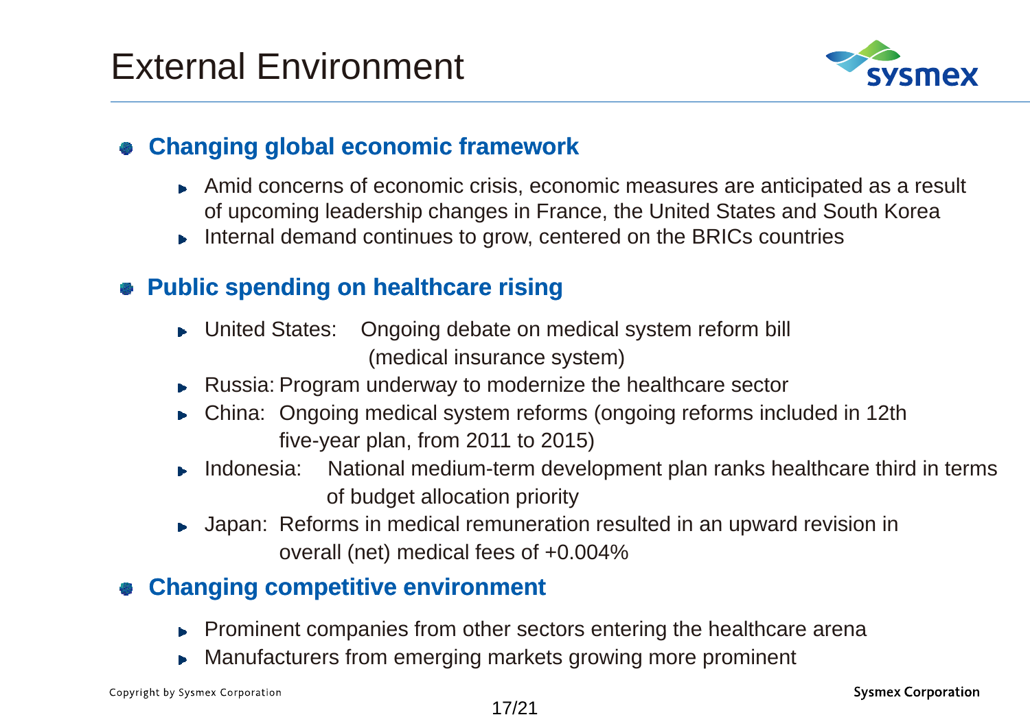# External Environment

## Changing global economic framework

- Amid concerns of economic crisis, economic measures are anticipated as a result of upcoming leadership changes in France, the United States and South Korea
- Internal demand continues to grow, centered on the BRICs countries

## Public spending on healthcare rising

- United States: Ongoing debate on medical system reform bill (medical insurance system)
- Russia: Program underway to modernize the healthcare sector
- China: Ongoing medical system reforms (ongoing reforms included in 12th five-year plan, from 2011 to 2015)
- Indonesia: National medium-term development plan ranks healthcare third in terms of budget allocation priority
- Japan: Reforms in medical remuneration resulted in an upward revision in overall (net) medical fees of +0.004%

## Changing competitive environment

- Prominent companies from other sectors entering the healthcare arena
- Manufacturers from emerging markets growing more prominent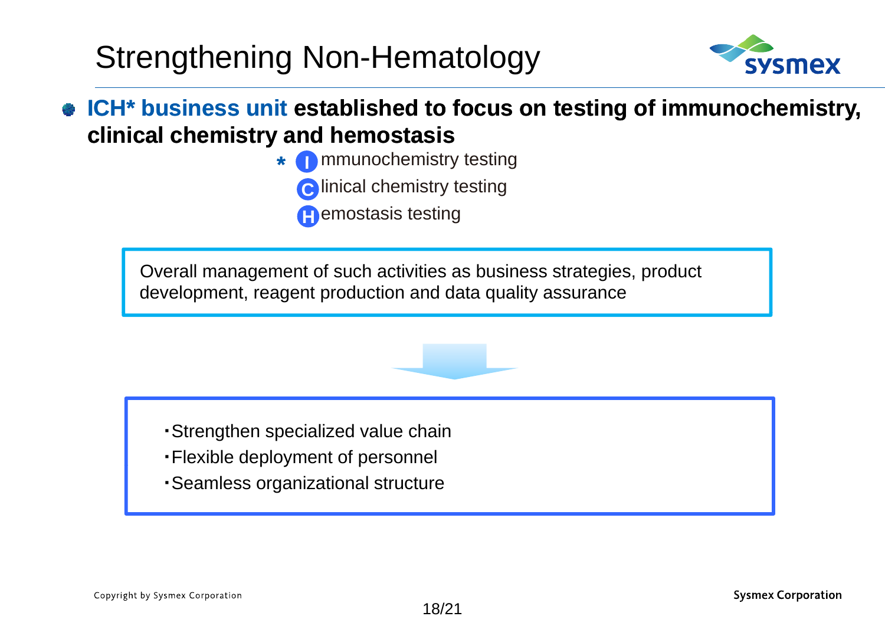# Strengthening Non-Hematology

- **ICH* business unit established to focus on testing of immunochemistry, clinical chemistry and hemostasis**

\* **I**mmunochemistry testing
**C**linical chemistry testing
**H**emostasis testing

Overall management of such activities as business strategies, product development, reagent production and data quality assurance

- Strengthen specialized value chain
- Flexible deployment of personnel
- Seamless organizational structure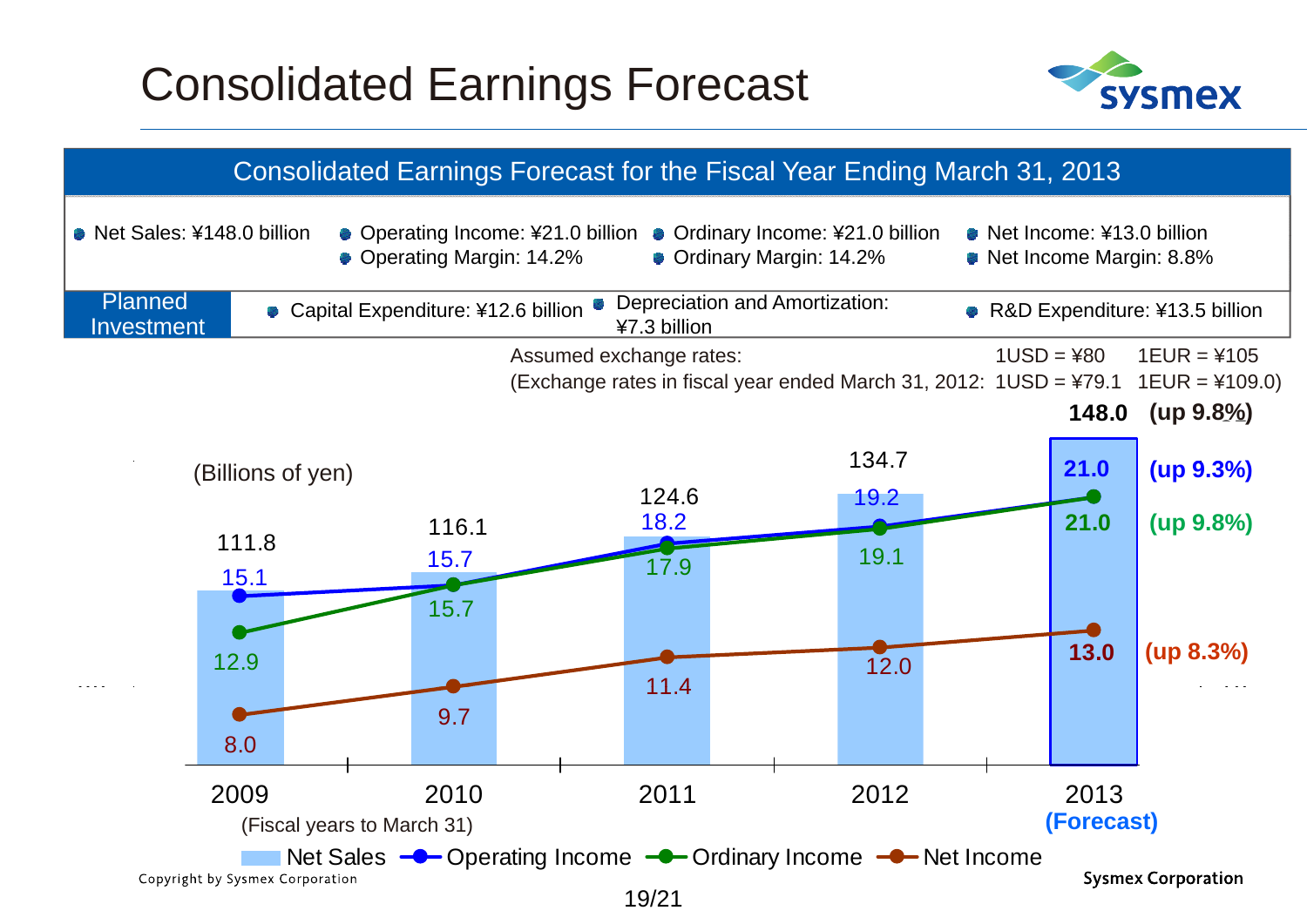# Consolidated Earnings Forecast

## Consolidated Earnings Forecast for the Fiscal Year Ending March 31, 2013

| | | | |
|---|---|---|---|
| • Net Sales: ¥148.0 billion | • Operating Income: ¥21.0 billion<br>• Operating Margin: 14.2% | • Ordinary Income: ¥21.0 billion<br>• Ordinary Margin: 14.2% | • Net Income: ¥13.0 billion<br>• Net Income Margin: 8.8% |
| **Planned Investment** | • Capital Expenditure: ¥12.6 billion | • Depreciation and Amortization: ¥7.3 billion | • R&D Expenditure: ¥13.5 billion |

Assumed exchange rates: 1USD = ¥80 1EUR = ¥105
(Exchange rates in fiscal year ended March 31, 2012: 1USD = ¥79.1 1EUR = ¥109.0)

(Billions of yen)

| Fiscal years to March 31 | 2009 | 2010 | 2011 | 2012 | 2013 (Forecast) |
|---|---|---|---|---|---|
| Net Sales | 111.8 | 116.1 | 124.6 | 134.7 | 148.0 (up 9.8%) |
| Operating Income | 15.1 | 15.7 | 18.2 | 19.2 | 21.0 (up 9.3%) |
| Ordinary Income | 12.9 | 15.7 | 17.9 | 19.1 | 21.0 (up 9.8%) |
| Net Income | 8.0 | 9.7 | 11.4 | 12.0 | 13.0 (up 8.3%) |

Copyright by Sysmex Corporation

Sysmex Corporation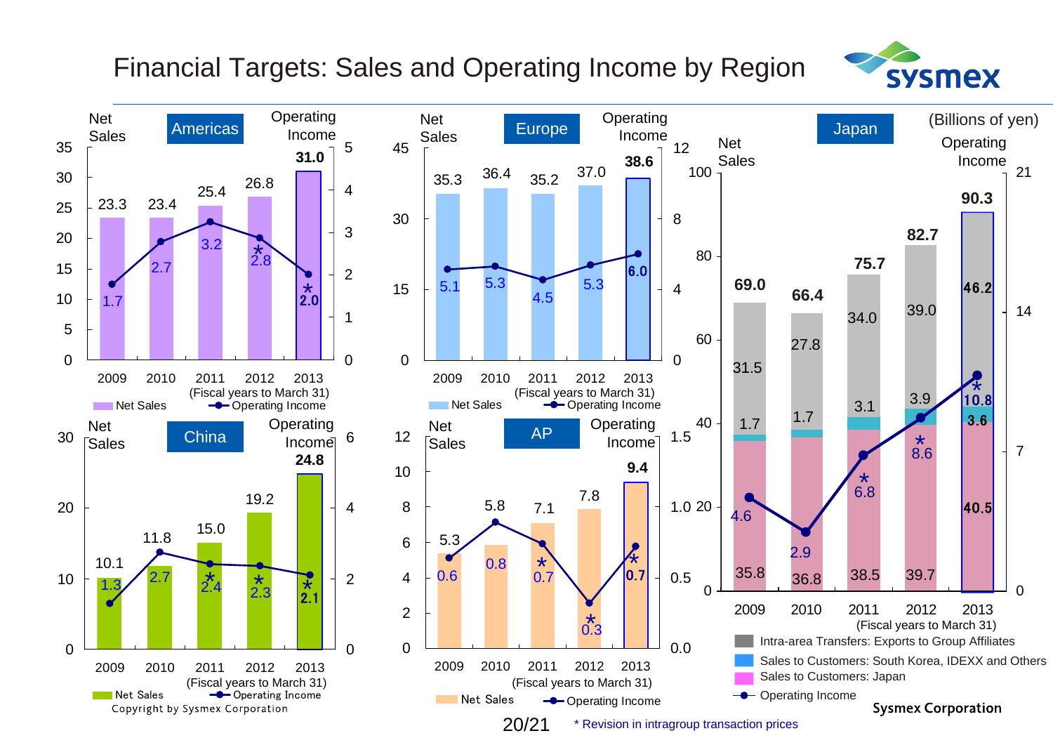# Financial Targets: Sales and Operating Income by Region

(Billions of yen)

## Americas

| Fiscal years to March 31 | 2009 | 2010 | 2011 | 2012 | 2013 |
|---|---|---|---|---|---|
| Net Sales | 23.3 | 23.4 | 25.4 | 26.8 | 31.0 |
| Operating Income | 1.7 | 2.7 | 3.2 | *2.8 | *2.0 |

## Europe

| Fiscal years to March 31 | 2009 | 2010 | 2011 | 2012 | 2013 |
|---|---|---|---|---|---|
| Net Sales | 35.3 | 36.4 | 35.2 | 37.0 | 38.6 |
| Operating Income | 5.1 | 5.3 | 4.5 | 5.3 | 6.0 |

## Japan

| Fiscal years to March 31 | 2009 | 2010 | 2011 | 2012 | 2013 |
|---|---|---|---|---|---|
| Net Sales | 69.0 | 66.4 | 75.7 | 82.7 | 90.3 |
| Intra-area Transfers: Exports to Group Affiliates | 31.5 | 27.8 | 34.0 | 39.0 | 46.2 |
| Sales to Customers: South Korea, IDEXX and Others | 1.7 | 1.7 | 3.1 | 3.9 | 3.6 |
| Sales to Customers: Japan | 35.8 | 36.8 | 38.5 | 39.7 | 40.5 |
| Operating Income | 4.6 | 2.9 | *6.8 | *8.6 | *10.8 |

## China

| Fiscal years to March 31 | 2009 | 2010 | 2011 | 2012 | 2013 |
|---|---|---|---|---|---|
| Net Sales | 10.1 | 11.8 | 15.0 | 19.2 | 24.8 |
| Operating Income | 1.3 | 2.7 | *2.4 | *2.3 | *2.1 |

## AP

| Fiscal years to March 31 | 2009 | 2010 | 2011 | 2012 | 2013 |
|---|---|---|---|---|---|
| Net Sales | 5.3 | 5.8 | 7.1 | 7.8 | 9.4 |
| Operating Income | 0.6 | 0.8 | *0.7 | *0.3 | *0.7 |

\* Revision in intragroup transaction prices

Copyright by Sysmex Corporation

Sysmex Corporation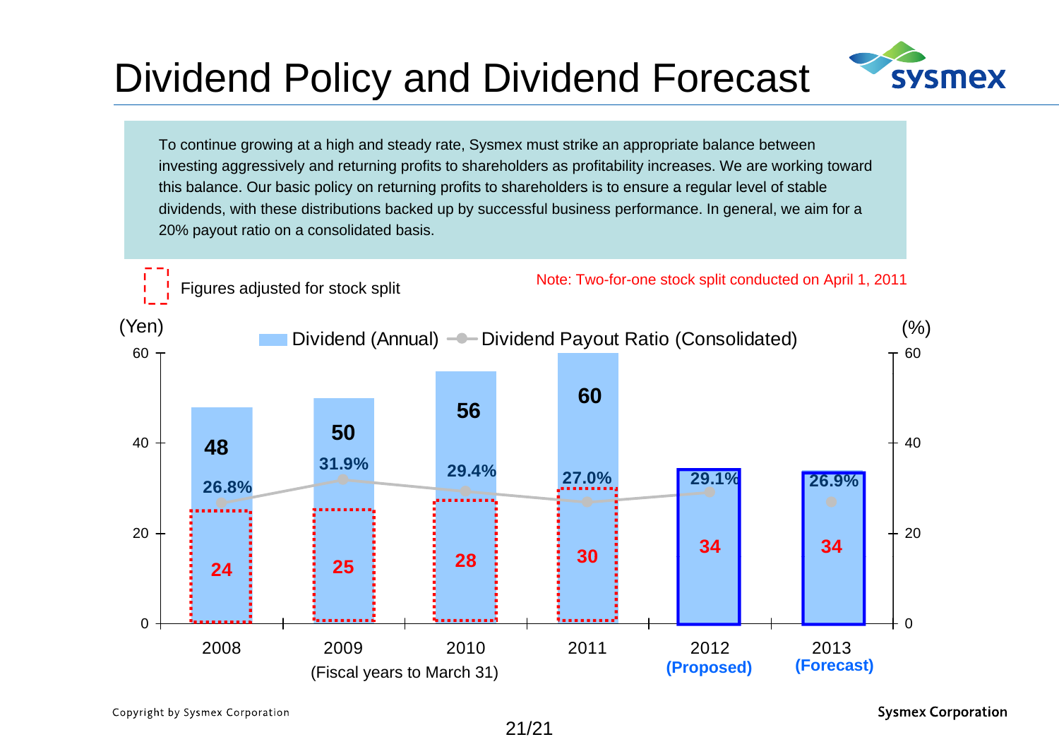# Dividend Policy and Dividend Forecast

To continue growing at a high and steady rate, Sysmex must strike an appropriate balance between investing aggressively and returning profits to shareholders as profitability increases. We are working toward this balance. Our basic policy on returning profits to shareholders is to ensure a regular level of stable dividends, with these distributions backed up by successful business performance. In general, we aim for a 20% payout ratio on a consolidated basis.

Figures adjusted for stock split

Note: Two-for-one stock split conducted on April 1, 2011

| Fiscal years to March 31 | Dividend (Annual) (Yen) | Figures adjusted for stock split (Yen) | Dividend Payout Ratio (Consolidated) (%) |
|---|---|---|---|
| 2008 | 48 | 24 | 26.8% |
| 2009 | 50 | 25 | 31.9% |
| 2010 | 56 | 28 | 29.4% |
| 2011 | 60 | 30 | 27.0% |
| 2012 (Proposed) | 34 | | 29.1% |
| 2013 (Forecast) | 34 | | 26.9% |

Copyright by Sysmex Corporation

Sysmex Corporation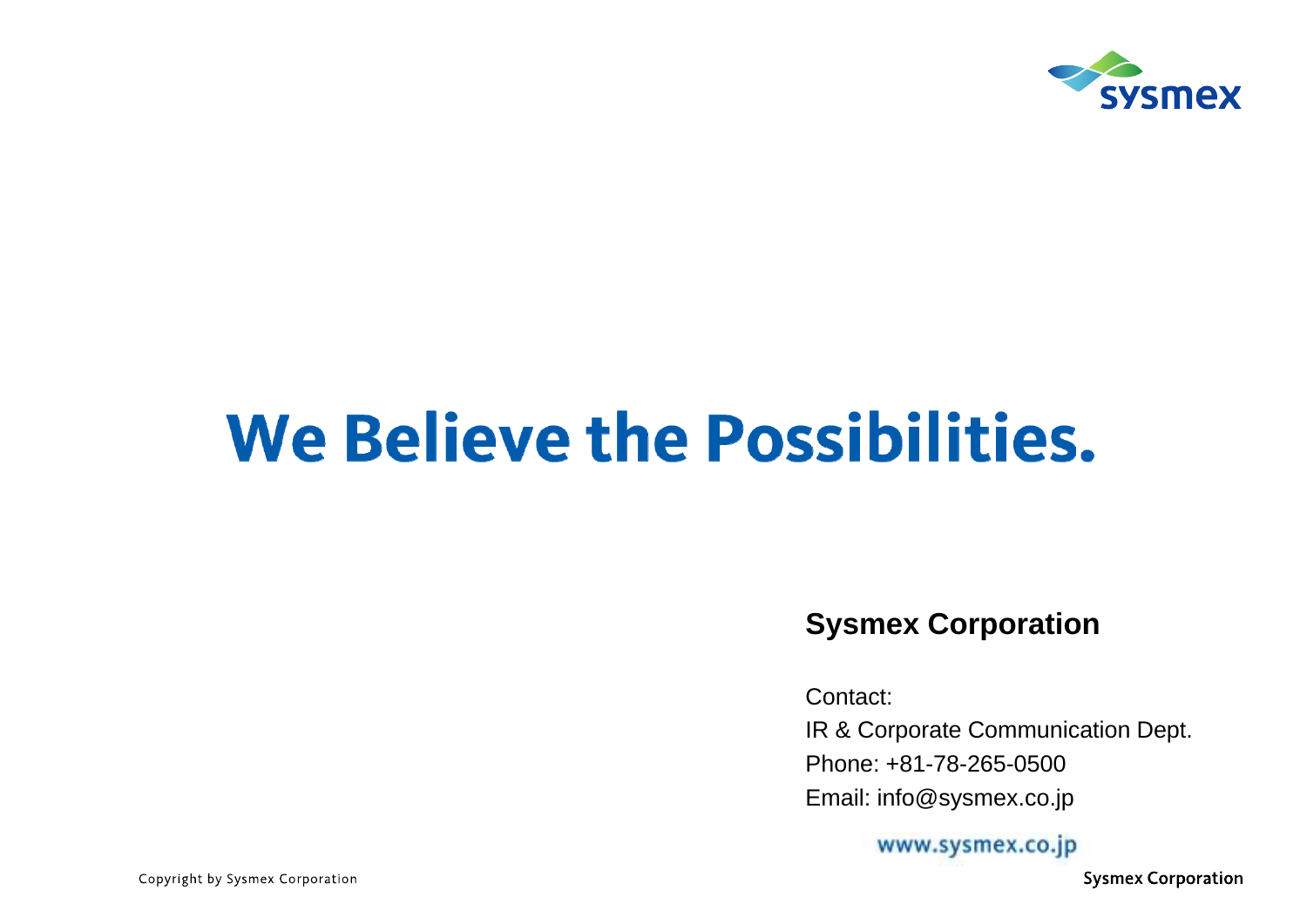# We Believe the Possibilities.

**Sysmex Corporation**

Contact:
IR & Corporate Communication Dept.
Phone: +81-78-265-0500
Email: info@sysmex.co.jp

www.sysmex.co.jp